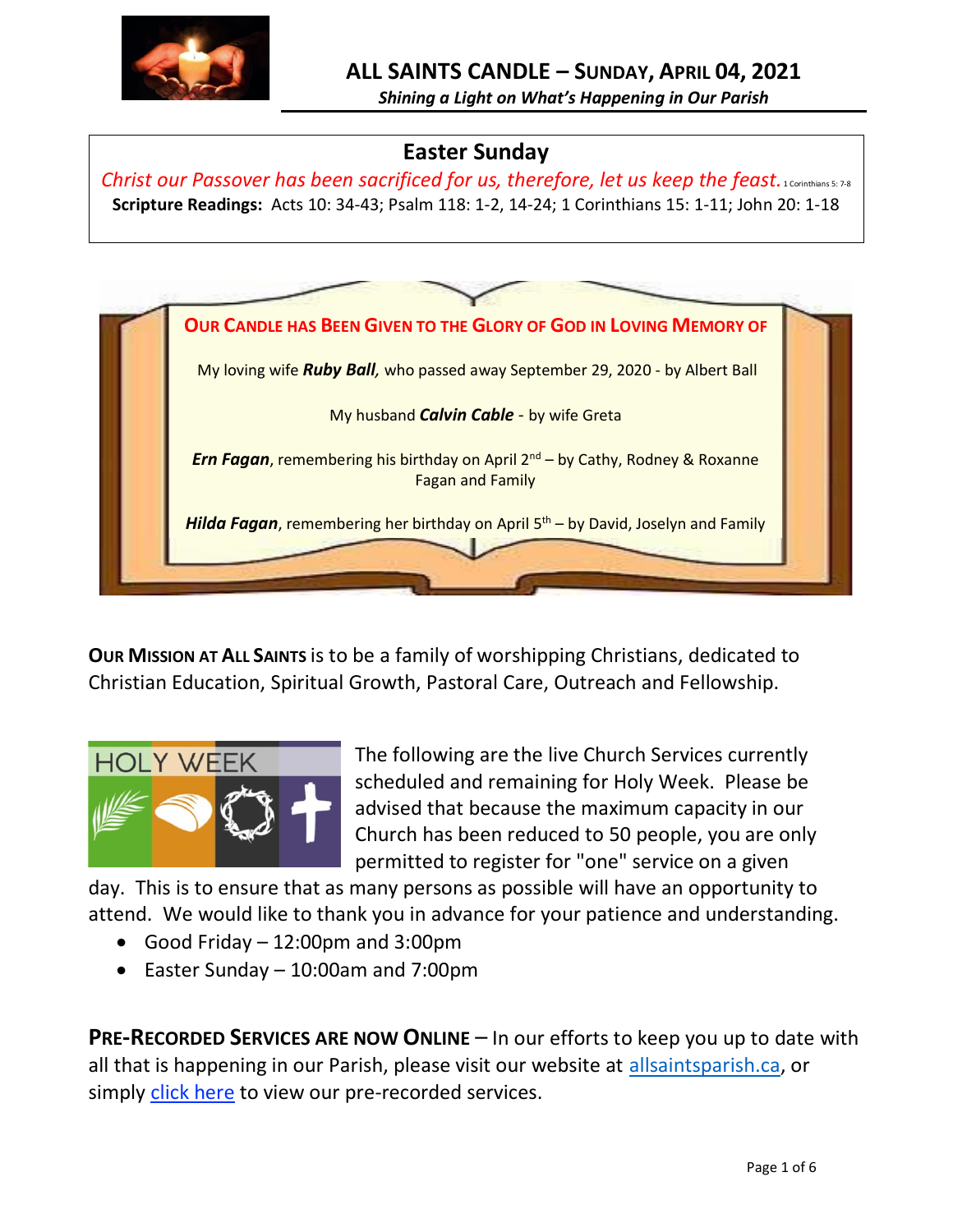# ALL SAINTS CANDLE – SUNDAY, APRIL 04, 2021

***Shining a Light on What's Happening in Our Parish***

## Easter Sunday

*Christ our Passover has been sacrificed for us, therefore, let us keep the feast.* 1 Corinthians 5: 7-8

**Scripture Readings:** Acts 10: 34-43; Psalm 118: 1-2, 14-24; 1 Corinthians 15: 1-11; John 20: 1-18

### OUR CANDLE HAS BEEN GIVEN TO THE GLORY OF GOD IN LOVING MEMORY OF

My loving wife ***Ruby Ball****,* who passed away September 29, 2020 - by Albert Ball

My husband ***Calvin Cable*** - by wife Greta

***Ern Fagan***, remembering his birthday on April 2nd – by Cathy, Rodney & Roxanne Fagan and Family

***Hilda Fagan***, remembering her birthday on April 5th – by David, Joselyn and Family

**OUR MISSION AT ALL SAINTS** is to be a family of worshipping Christians, dedicated to Christian Education, Spiritual Growth, Pastoral Care, Outreach and Fellowship.

The following are the live Church Services currently scheduled and remaining for Holy Week. Please be advised that because the maximum capacity in our Church has been reduced to 50 people, you are only permitted to register for "one" service on a given day. This is to ensure that as many persons as possible will have an opportunity to attend. We would like to thank you in advance for your patience and understanding.

- Good Friday – 12:00pm and 3:00pm
- Easter Sunday – 10:00am and 7:00pm

**PRE-RECORDED SERVICES ARE NOW ONLINE** – In our efforts to keep you up to date with all that is happening in our Parish, please visit our website at allsaintsparish.ca, or simply click here to view our pre-recorded services.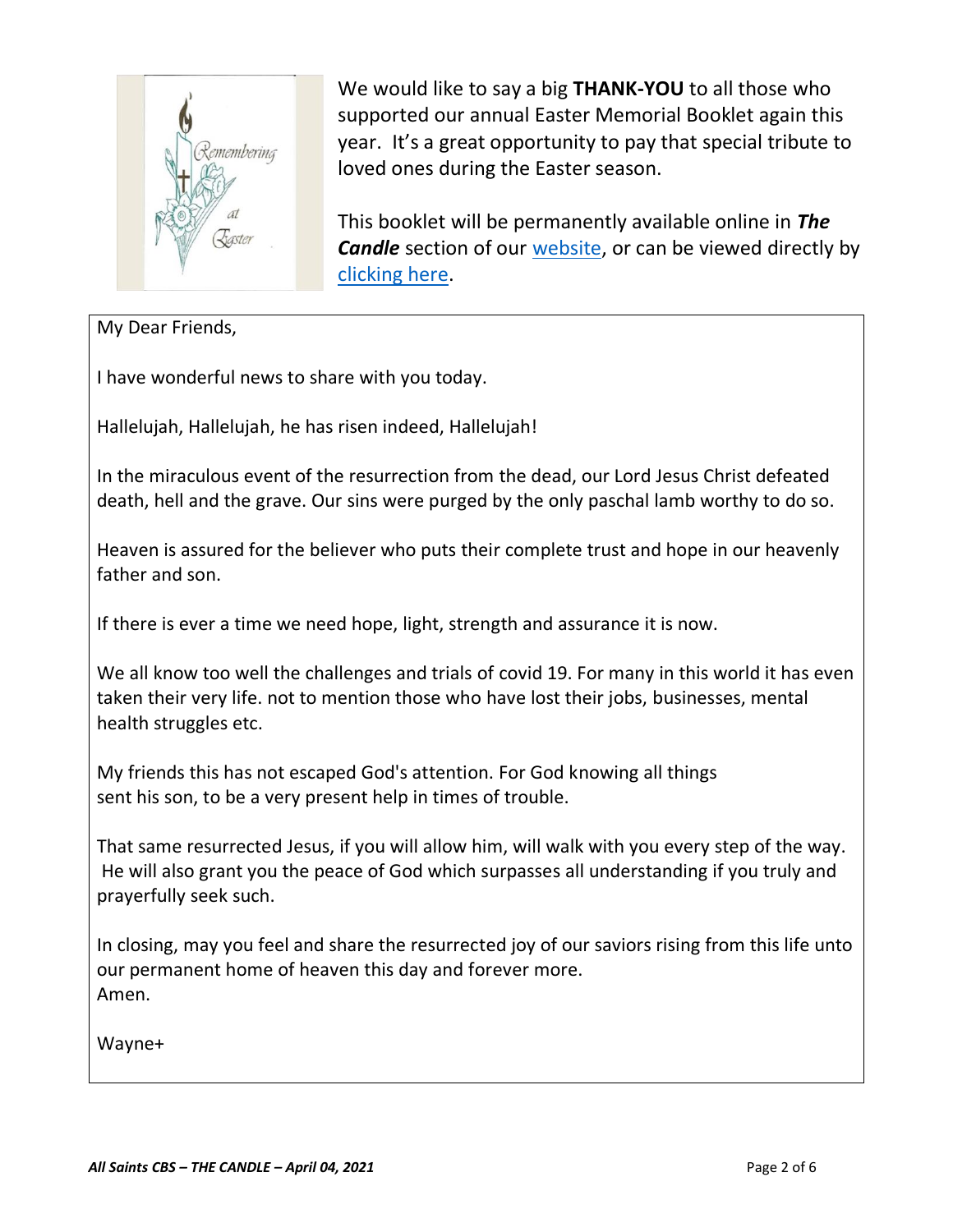We would like to say a big **THANK-YOU** to all those who supported our annual Easter Memorial Booklet again this year. It's a great opportunity to pay that special tribute to loved ones during the Easter season.

This booklet will be permanently available online in ***The Candle*** section of our website, or can be viewed directly by clicking here.

My Dear Friends,

I have wonderful news to share with you today.

Hallelujah, Hallelujah, he has risen indeed, Hallelujah!

In the miraculous event of the resurrection from the dead, our Lord Jesus Christ defeated death, hell and the grave. Our sins were purged by the only paschal lamb worthy to do so.

Heaven is assured for the believer who puts their complete trust and hope in our heavenly father and son.

If there is ever a time we need hope, light, strength and assurance it is now.

We all know too well the challenges and trials of covid 19. For many in this world it has even taken their very life. not to mention those who have lost their jobs, businesses, mental health struggles etc.

My friends this has not escaped God's attention. For God knowing all things sent his son, to be a very present help in times of trouble.

That same resurrected Jesus, if you will allow him, will walk with you every step of the way. He will also grant you the peace of God which surpasses all understanding if you truly and prayerfully seek such.

In closing, may you feel and share the resurrected joy of our saviors rising from this life unto our permanent home of heaven this day and forever more.
Amen.

Wayne+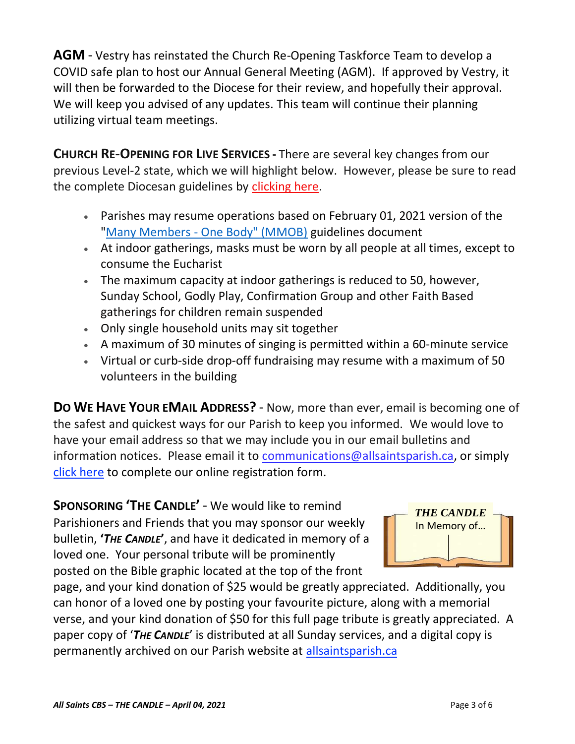**AGM** - Vestry has reinstated the Church Re-Opening Taskforce Team to develop a COVID safe plan to host our Annual General Meeting (AGM). If approved by Vestry, it will then be forwarded to the Diocese for their review, and hopefully their approval. We will keep you advised of any updates. This team will continue their planning utilizing virtual team meetings.

**CHURCH RE-OPENING FOR LIVE SERVICES -** There are several key changes from our previous Level-2 state, which we will highlight below. However, please be sure to read the complete Diocesan guidelines by clicking here.

- Parishes may resume operations based on February 01, 2021 version of the "Many Members - One Body" (MMOB) guidelines document
- At indoor gatherings, masks must be worn by all people at all times, except to consume the Eucharist
- The maximum capacity at indoor gatherings is reduced to 50, however, Sunday School, Godly Play, Confirmation Group and other Faith Based gatherings for children remain suspended
- Only single household units may sit together
- A maximum of 30 minutes of singing is permitted within a 60-minute service
- Virtual or curb-side drop-off fundraising may resume with a maximum of 50 volunteers in the building

**DO WE HAVE YOUR EMAIL ADDRESS?** - Now, more than ever, email is becoming one of the safest and quickest ways for our Parish to keep you informed. We would love to have your email address so that we may include you in our email bulletins and information notices. Please email it to communications@allsaintsparish.ca, or simply click here to complete our online registration form.

**SPONSORING 'THE CANDLE'** - We would like to remind Parishioners and Friends that you may sponsor our weekly bulletin, **'*THE CANDLE*'**, and have it dedicated in memory of a loved one. Your personal tribute will be prominently posted on the Bible graphic located at the top of the front page, and your kind donation of $25 would be greatly appreciated. Additionally, you can honor of a loved one by posting your favourite picture, along with a memorial verse, and your kind donation of $50 for this full page tribute is greatly appreciated. A paper copy of '***THE CANDLE***' is distributed at all Sunday services, and a digital copy is permanently archived on our Parish website at allsaintsparish.ca

***THE CANDLE***
In Memory of...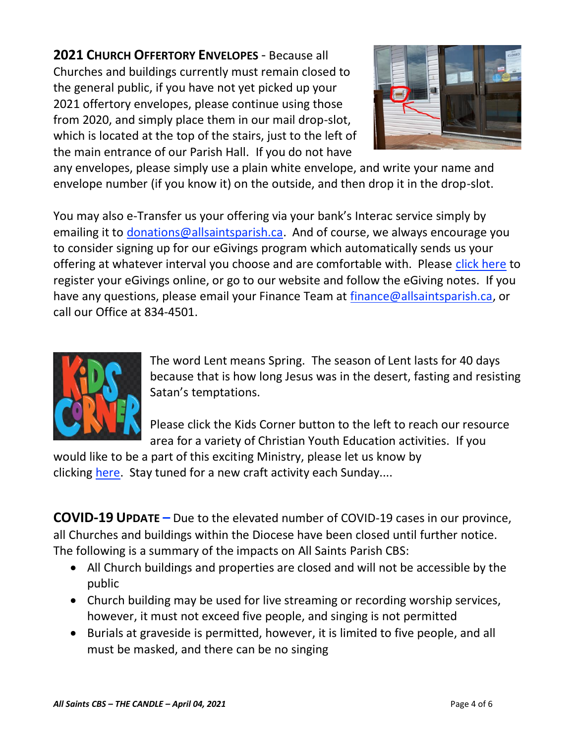**2021 CHURCH OFFERTORY ENVELOPES** - Because all Churches and buildings currently must remain closed to the general public, if you have not yet picked up your 2021 offertory envelopes, please continue using those from 2020, and simply place them in our mail drop-slot, which is located at the top of the stairs, just to the left of the main entrance of our Parish Hall. If you do not have any envelopes, please simply use a plain white envelope, and write your name and envelope number (if you know it) on the outside, and then drop it in the drop-slot.

You may also e-Transfer us your offering via your bank's Interac service simply by emailing it to donations@allsaintsparish.ca. And of course, we always encourage you to consider signing up for our eGivings program which automatically sends us your offering at whatever interval you choose and are comfortable with. Please click here to register your eGivings online, or go to our website and follow the eGiving notes. If you have any questions, please email your Finance Team at finance@allsaintsparish.ca, or call our Office at 834-4501.

The word Lent means Spring. The season of Lent lasts for 40 days because that is how long Jesus was in the desert, fasting and resisting Satan's temptations.

Please click the Kids Corner button to the left to reach our resource area for a variety of Christian Youth Education activities. If you would like to be a part of this exciting Ministry, please let us know by clicking here. Stay tuned for a new craft activity each Sunday....

**COVID-19 UPDATE –** Due to the elevated number of COVID-19 cases in our province, all Churches and buildings within the Diocese have been closed until further notice. The following is a summary of the impacts on All Saints Parish CBS:

- All Church buildings and properties are closed and will not be accessible by the public
- Church building may be used for live streaming or recording worship services, however, it must not exceed five people, and singing is not permitted
- Burials at graveside is permitted, however, it is limited to five people, and all must be masked, and there can be no singing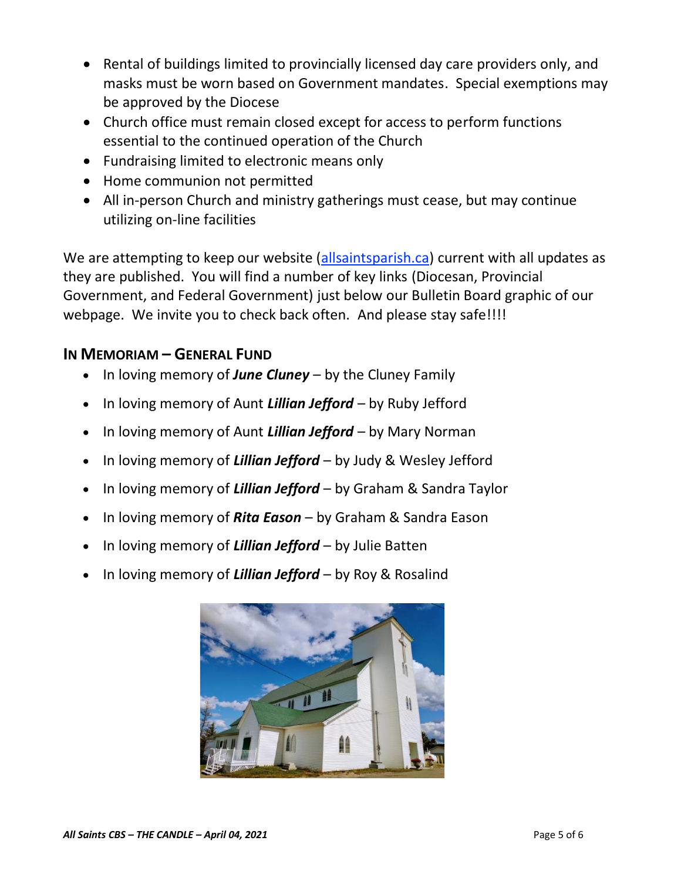- Rental of buildings limited to provincially licensed day care providers only, and masks must be worn based on Government mandates. Special exemptions may be approved by the Diocese
- Church office must remain closed except for access to perform functions essential to the continued operation of the Church
- Fundraising limited to electronic means only
- Home communion not permitted
- All in-person Church and ministry gatherings must cease, but may continue utilizing on-line facilities

We are attempting to keep our website ([allsaintsparish.ca](allsaintsparish.ca)) current with all updates as they are published. You will find a number of key links (Diocesan, Provincial Government, and Federal Government) just below our Bulletin Board graphic of our webpage. We invite you to check back often. And please stay safe!!!!

## IN MEMORIAM – GENERAL FUND

- In loving memory of ***June Cluney*** – by the Cluney Family
- In loving memory of Aunt ***Lillian Jefford*** – by Ruby Jefford
- In loving memory of Aunt ***Lillian Jefford*** – by Mary Norman
- In loving memory of ***Lillian Jefford*** – by Judy & Wesley Jefford
- In loving memory of ***Lillian Jefford*** – by Graham & Sandra Taylor
- In loving memory of ***Rita Eason*** – by Graham & Sandra Eason
- In loving memory of ***Lillian Jefford*** – by Julie Batten
- In loving memory of ***Lillian Jefford*** – by Roy & Rosalind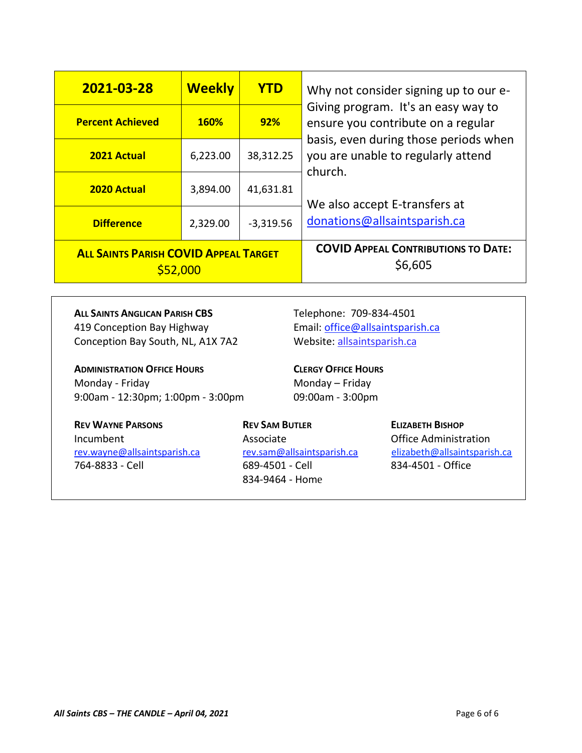| 2021-03-28 | Weekly | YTD |
|---|---|---|
| **Percent Achieved** | **160%** | **92%** |
| **2021 Actual** | 6,223.00 | 38,312.25 |
| **2020 Actual** | 3,894.00 | 41,631.81 |
| **Difference** | 2,329.00 | -3,319.56 |

Why not consider signing up to our e-Giving program. It's an easy way to ensure you contribute on a regular basis, even during those periods when you are unable to regularly attend church.

We also accept E-transfers at donations@allsaintsparish.ca

**ALL SAINTS PARISH COVID APPEAL TARGET**
$52,000

**COVID APPEAL CONTRIBUTIONS TO DATE:**
$6,605

**ALL SAINTS ANGLICAN PARISH CBS**
419 Conception Bay Highway
Conception Bay South, NL, A1X 7A2

Telephone: 709-834-4501
Email: office@allsaintsparish.ca
Website: allsaintsparish.ca

**ADMINISTRATION OFFICE HOURS**
Monday - Friday
9:00am - 12:30pm; 1:00pm - 3:00pm

**CLERGY OFFICE HOURS**
Monday – Friday
09:00am - 3:00pm

**REV WAYNE PARSONS**
Incumbent
rev.wayne@allsaintsparish.ca
764-8833 - Cell

**REV SAM BUTLER**
Associate
rev.sam@allsaintsparish.ca
689-4501 - Cell
834-9464 - Home

**ELIZABETH BISHOP**
Office Administration
elizabeth@allsaintsparish.ca
834-4501 - Office